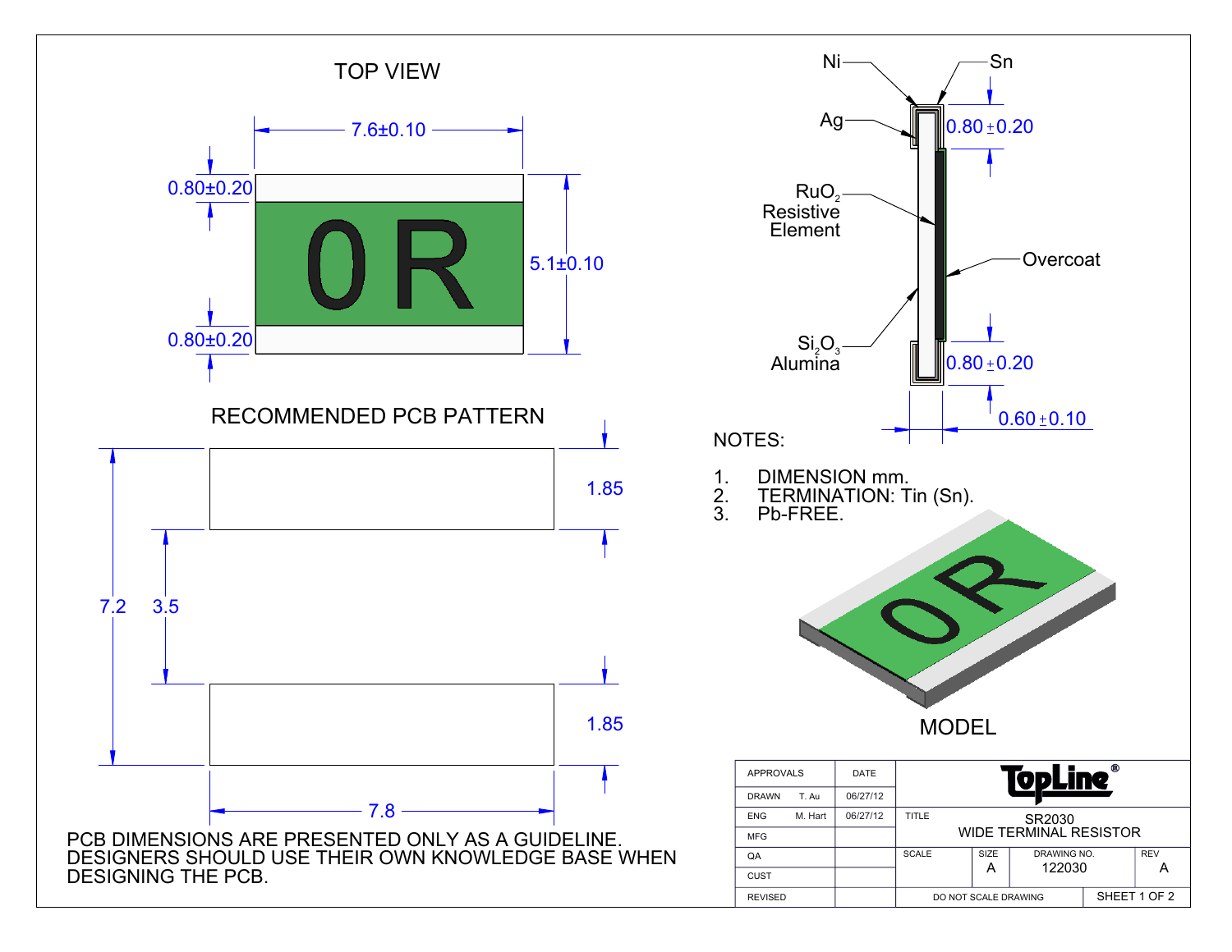## TOP VIEW

7.6±0.10

0.80±0.20

5.1±0.10

0.80±0.20

0R

## RECOMMENDED PCB PATTERN

1.85

7.2

3.5

1.85

7.8

PCB DIMENSIONS ARE PRESENTED ONLY AS A GUIDELINE. DESIGNERS SHOULD USE THEIR OWN KNOWLEDGE BASE WHEN DESIGNING THE PCB.

Ni

Sn

Ag

0.80 ± 0.20

$RuO_2$ Resistive Element

Overcoat

$Si_2O_3$ Alumina

0.80 ± 0.20

0.60 ± 0.10

NOTES:

1. DIMENSION mm.
2. TERMINATION: Tin (Sn).
3. Pb-FREE.

MODEL

| APPROVALS | | DATE | TopLine® | | | |
|---|---|---|---|---|---|---|
| DRAWN | T. Au | 06/27/12 | | | | |
| ENG | M. Hart | 06/27/12 | TITLE SR2030 WIDE TERMINAL RESISTOR | | | |
| MFG | | | | | | |
| QA | | | SCALE | SIZE A | DRAWING NO. 122030 | REV A |
| CUST | | | | | | |
| REVISED | | | DO NOT SCALE DRAWING | | SHEET 1 OF 2 | |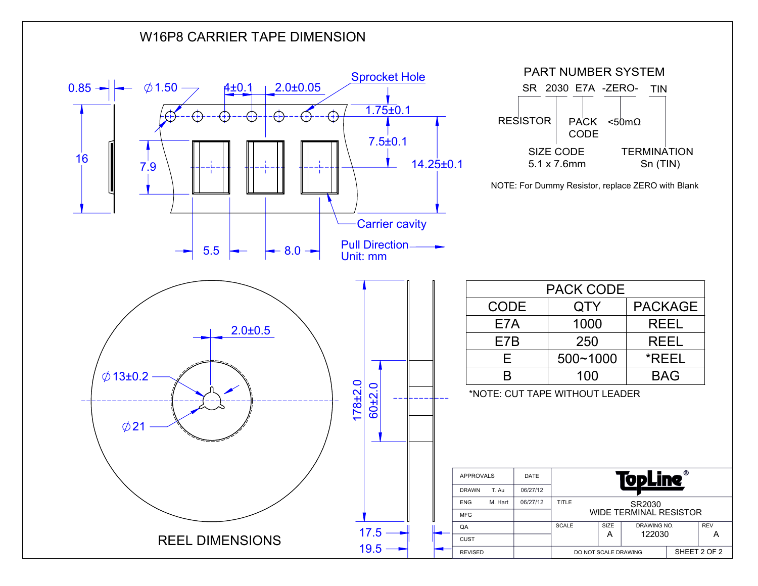# W16P8 CARRIER TAPE DIMENSION

0.85
∅1.50
4±0.1
2.0±0.05
Sprocket Hole
1.75±0.1
7.5±0.1
14.25±0.1
16
7.9
5.5
8.0
Carrier cavity
Pull Direction
Unit: mm

## PART NUMBER SYSTEM

SR 2030 E7A -ZERO- TIN

RESISTOR
SIZE CODE 5.1 x 7.6mm
PACK CODE
<50mΩ
TERMINATION Sn (TIN)

NOTE: For Dummy Resistor, replace ZERO with Blank

## REEL DIMENSIONS

2.0±0.5
∅13±0.2
∅21
178±2.0
60±2.0
17.5
19.5

| PACK CODE | | |
|---|---|---|
| CODE | QTY | PACKAGE |
| E7A | 1000 | REEL |
| E7B | 250 | REEL |
| E | 500~1000 | *REEL |
| B | 100 | BAG |

*NOTE: CUT TAPE WITHOUT LEADER

| APPROVALS | | DATE |
|---|---|---|
| DRAWN | T. Au | 06/27/12 |
| ENG | M. Hart | 06/27/12 |
| MFG | | |
| QA | | |
| CUST | | |
| REVISED | | |

TopLine®

TITLE: SR2030 WIDE TERMINAL RESISTOR

| SCALE | SIZE | DRAWING NO. | REV |
|---|---|---|---|
| | A | 122030 | A |

DO NOT SCALE DRAWING